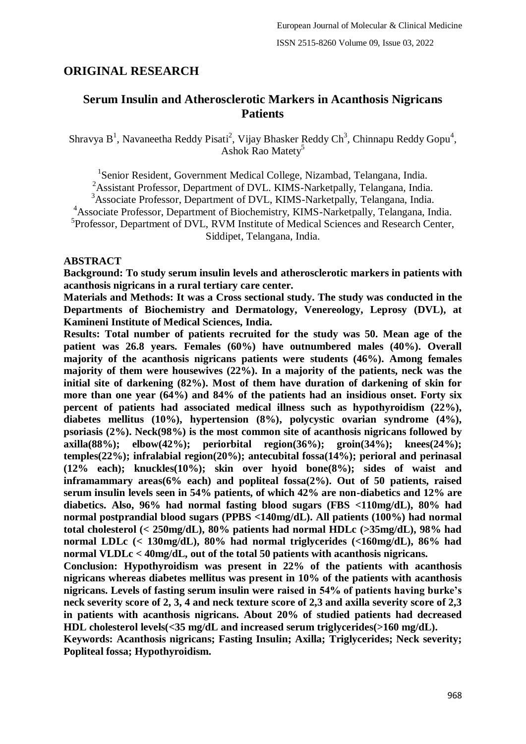## ORIGINAL RESEARCH

# Serum Insulin and Atherosclerotic Markers in Acanthosis Nigricans Patients

Shravya B[1], Navaneetha Reddy Pisati[2], Vijay Bhasker Reddy Ch[3], Chinnapu Reddy Gopu[4], Ashok Rao Matety[5]

[1]Senior Resident, Government Medical College, Nizambad, Telangana, India.
[2]Assistant Professor, Department of DVL. KIMS-Narketpally, Telangana, India.
[3]Associate Professor, Department of DVL, KIMS-Narketpally, Telangana, India.
[4]Associate Professor, Department of Biochemistry, KIMS-Narketpally, Telangana, India.
[5]Professor, Department of DVL, RVM Institute of Medical Sciences and Research Center, Siddipet, Telangana, India.

### ABSTRACT

**Background: To study serum insulin levels and atherosclerotic markers in patients with acanthosis nigricans in a rural tertiary care center.**

**Materials and Methods: It was a Cross sectional study. The study was conducted in the Departments of Biochemistry and Dermatology, Venereology, Leprosy (DVL), at Kamineni Institute of Medical Sciences, India.**

**Results: Total number of patients recruited for the study was 50. Mean age of the patient was 26.8 years. Females (60%) have outnumbered males (40%). Overall majority of the acanthosis nigricans patients were students (46%). Among females majority of them were housewives (22%). In a majority of the patients, neck was the initial site of darkening (82%). Most of them have duration of darkening of skin for more than one year (64%) and 84% of the patients had an insidious onset. Forty six percent of patients had associated medical illness such as hypothyroidism (22%), diabetes mellitus (10%), hypertension (8%), polycystic ovarian syndrome (4%), psoriasis (2%). Neck(98%) is the most common site of acanthosis nigricans followed by axilla(88%); elbow(42%); periorbital region(36%); groin(34%); knees(24%); temples(22%); infralabial region(20%); antecubital fossa(14%); perioral and perinasal (12% each); knuckles(10%); skin over hyoid bone(8%); sides of waist and inframammary areas(6% each) and popliteal fossa(2%). Out of 50 patients, raised serum insulin levels seen in 54% patients, of which 42% are non-diabetics and 12% are diabetics. Also, 96% had normal fasting blood sugars (FBS <110mg/dL), 80% had normal postprandial blood sugars (PPBS <140mg/dL). All patients (100%) had normal total cholesterol (< 250mg/dL), 80% patients had normal HDLc (>35mg/dL), 98% had normal LDLc (< 130mg/dL), 80% had normal triglycerides (<160mg/dL), 86% had normal VLDLc < 40mg/dL, out of the total 50 patients with acanthosis nigricans.**

**Conclusion: Hypothyroidism was present in 22% of the patients with acanthosis nigricans whereas diabetes mellitus was present in 10% of the patients with acanthosis nigricans. Levels of fasting serum insulin were raised in 54% of patients having burke's neck severity score of 2, 3, 4 and neck texture score of 2,3 and axilla severity score of 2,3 in patients with acanthosis nigricans. About 20% of studied patients had decreased HDL cholesterol levels(<35 mg/dL and increased serum triglycerides(>160 mg/dL).**

**Keywords: Acanthosis nigricans; Fasting Insulin; Axilla; Triglycerides; Neck severity; Popliteal fossa; Hypothyroidism.**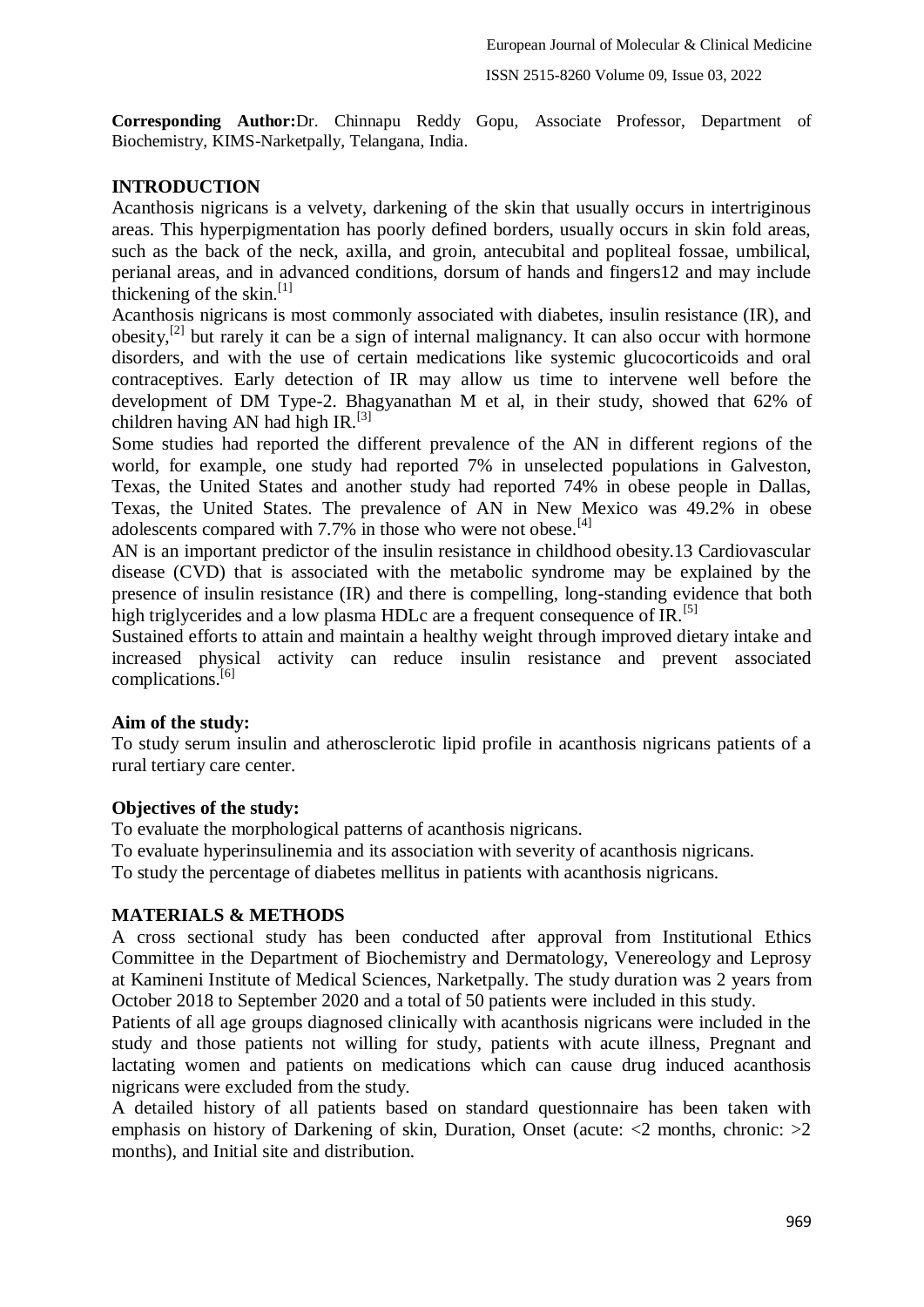**Corresponding Author:**Dr. Chinnapu Reddy Gopu, Associate Professor, Department of Biochemistry, KIMS-Narketpally, Telangana, India.

## INTRODUCTION

Acanthosis nigricans is a velvety, darkening of the skin that usually occurs in intertriginous areas. This hyperpigmentation has poorly defined borders, usually occurs in skin fold areas, such as the back of the neck, axilla, and groin, antecubital and popliteal fossae, umbilical, perianal areas, and in advanced conditions, dorsum of hands and fingers12 and may include thickening of the skin.[1]

Acanthosis nigricans is most commonly associated with diabetes, insulin resistance (IR), and obesity,[2] but rarely it can be a sign of internal malignancy. It can also occur with hormone disorders, and with the use of certain medications like systemic glucocorticoids and oral contraceptives. Early detection of IR may allow us time to intervene well before the development of DM Type-2. Bhagyanathan M et al, in their study, showed that 62% of children having AN had high IR.[3]

Some studies had reported the different prevalence of the AN in different regions of the world, for example, one study had reported 7% in unselected populations in Galveston, Texas, the United States and another study had reported 74% in obese people in Dallas, Texas, the United States. The prevalence of AN in New Mexico was 49.2% in obese adolescents compared with 7.7% in those who were not obese.[4]

AN is an important predictor of the insulin resistance in childhood obesity.13 Cardiovascular disease (CVD) that is associated with the metabolic syndrome may be explained by the presence of insulin resistance (IR) and there is compelling, long-standing evidence that both high triglycerides and a low plasma HDLc are a frequent consequence of IR.[5]

Sustained efforts to attain and maintain a healthy weight through improved dietary intake and increased physical activity can reduce insulin resistance and prevent associated complications.[6]

**Aim of the study:**

To study serum insulin and atherosclerotic lipid profile in acanthosis nigricans patients of a rural tertiary care center.

**Objectives of the study:**

To evaluate the morphological patterns of acanthosis nigricans.

To evaluate hyperinsulinemia and its association with severity of acanthosis nigricans.

To study the percentage of diabetes mellitus in patients with acanthosis nigricans.

## MATERIALS & METHODS

A cross sectional study has been conducted after approval from Institutional Ethics Committee in the Department of Biochemistry and Dermatology, Venereology and Leprosy at Kamineni Institute of Medical Sciences, Narketpally. The study duration was 2 years from October 2018 to September 2020 and a total of 50 patients were included in this study.

Patients of all age groups diagnosed clinically with acanthosis nigricans were included in the study and those patients not willing for study, patients with acute illness, Pregnant and lactating women and patients on medications which can cause drug induced acanthosis nigricans were excluded from the study.

A detailed history of all patients based on standard questionnaire has been taken with emphasis on history of Darkening of skin, Duration, Onset (acute: <2 months, chronic: >2 months), and Initial site and distribution.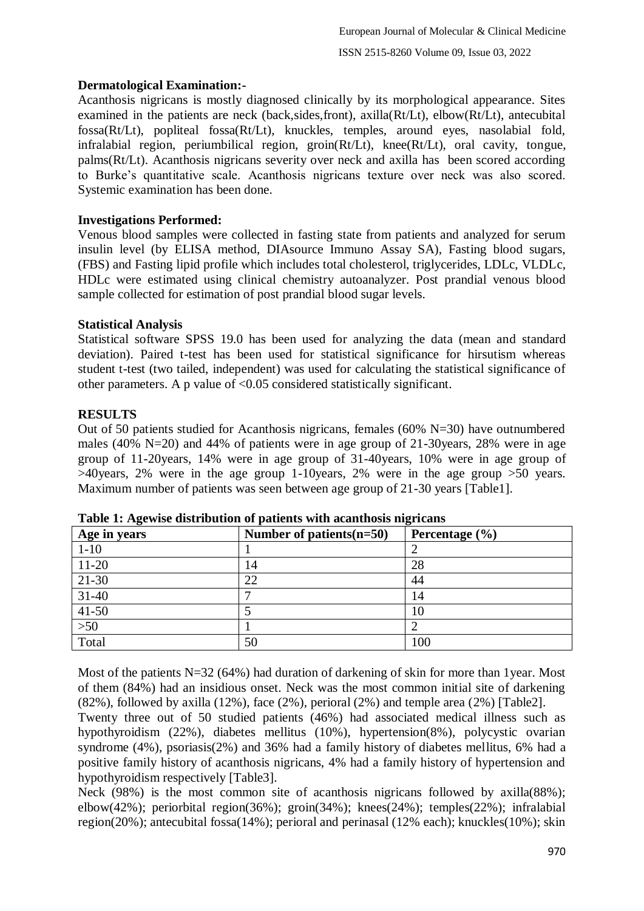**Dermatological Examination:-**

Acanthosis nigricans is mostly diagnosed clinically by its morphological appearance. Sites examined in the patients are neck (back,sides,front), axilla(Rt/Lt), elbow(Rt/Lt), antecubital fossa(Rt/Lt), popliteal fossa(Rt/Lt), knuckles, temples, around eyes, nasolabial fold, infralabial region, periumbilical region, groin(Rt/Lt), knee(Rt/Lt), oral cavity, tongue, palms(Rt/Lt). Acanthosis nigricans severity over neck and axilla has been scored according to Burke's quantitative scale. Acanthosis nigricans texture over neck was also scored. Systemic examination has been done.

**Investigations Performed:**

Venous blood samples were collected in fasting state from patients and analyzed for serum insulin level (by ELISA method, DIAsource Immuno Assay SA), Fasting blood sugars, (FBS) and Fasting lipid profile which includes total cholesterol, triglycerides, LDLc, VLDLc, HDLc were estimated using clinical chemistry autoanalyzer. Post prandial venous blood sample collected for estimation of post prandial blood sugar levels.

**Statistical Analysis**

Statistical software SPSS 19.0 has been used for analyzing the data (mean and standard deviation). Paired t-test has been used for statistical significance for hirsutism whereas student t-test (two tailed, independent) was used for calculating the statistical significance of other parameters. A p value of $<0.05$ considered statistically significant.

**RESULTS**

Out of 50 patients studied for Acanthosis nigricans, females (60% N=30) have outnumbered males (40% N=20) and 44% of patients were in age group of 21-30years, 28% were in age group of 11-20years, 14% were in age group of 31-40years, 10% were in age group of >40years, 2% were in the age group 1-10years, 2% were in the age group >50 years. Maximum number of patients was seen between age group of 21-30 years [Table1].

**Table 1: Agewise distribution of patients with acanthosis nigricans**

| Age in years | Number of patients(n=50) | Percentage (%) |
|---|---|---|
| 1-10 | 1 | 2 |
| 11-20 | 14 | 28 |
| 21-30 | 22 | 44 |
| 31-40 | 7 | 14 |
| 41-50 | 5 | 10 |
| >50 | 1 | 2 |
| Total | 50 | 100 |

Most of the patients N=32 (64%) had duration of darkening of skin for more than 1year. Most of them (84%) had an insidious onset. Neck was the most common initial site of darkening (82%), followed by axilla (12%), face (2%), perioral (2%) and temple area (2%) [Table2].

Twenty three out of 50 studied patients (46%) had associated medical illness such as hypothyroidism (22%), diabetes mellitus (10%), hypertension(8%), polycystic ovarian syndrome (4%), psoriasis(2%) and 36% had a family history of diabetes mellitus, 6% had a positive family history of acanthosis nigricans, 4% had a family history of hypertension and hypothyroidism respectively [Table3].

Neck (98%) is the most common site of acanthosis nigricans followed by axilla(88%); elbow(42%); periorbital region(36%); groin(34%); knees(24%); temples(22%); infralabial region(20%); antecubital fossa(14%); perioral and perinasal (12% each); knuckles(10%); skin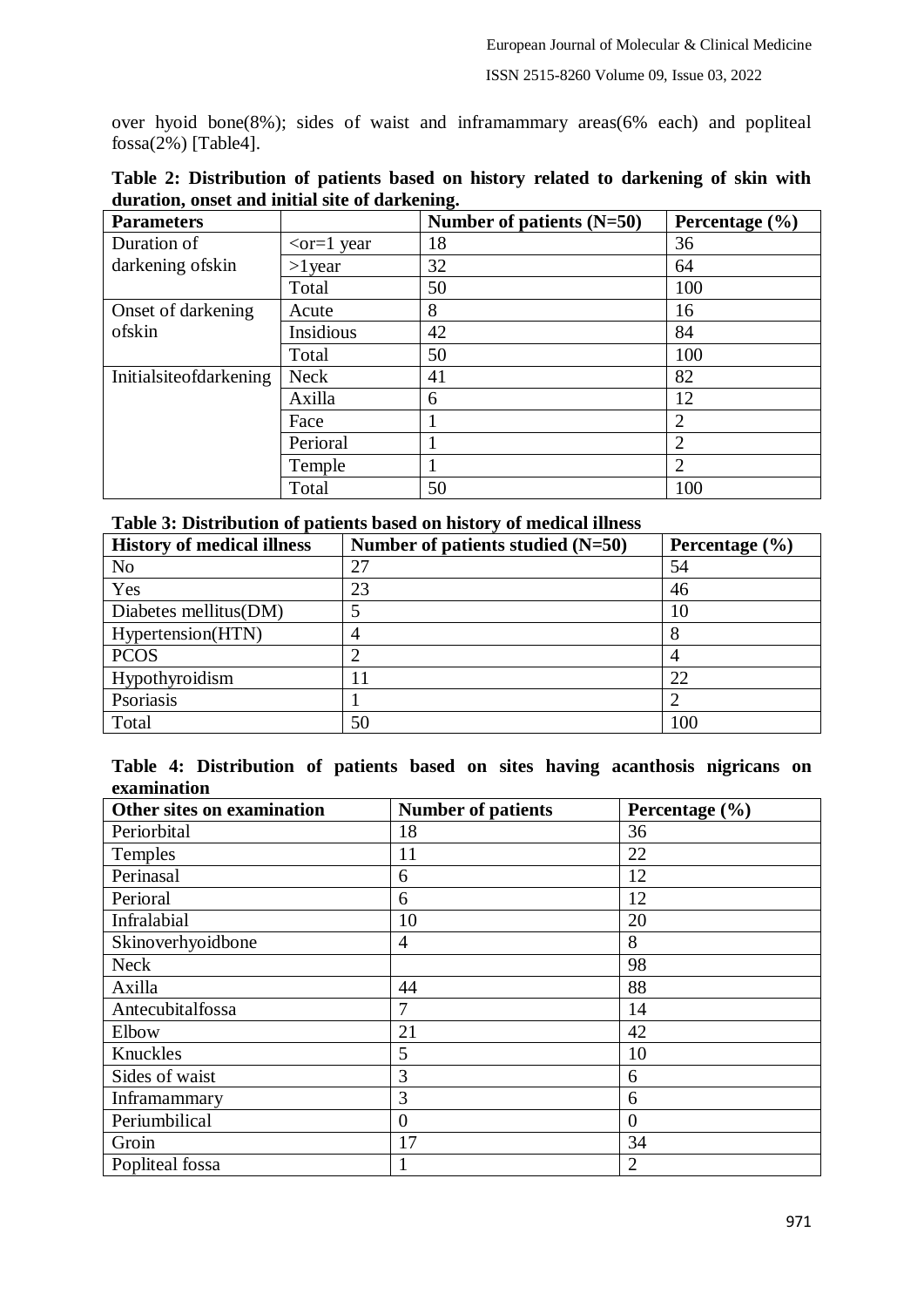over hyoid bone(8%); sides of waist and inframammary areas(6% each) and popliteal fossa(2%) [Table4].

**Table 2: Distribution of patients based on history related to darkening of skin with duration, onset and initial site of darkening.**

| Parameters | | Number of patients (N=50) | Percentage (%) |
|---|---|---|---|
| Duration of darkening ofskin | <or=1 year | 18 | 36 |
| | >1year | 32 | 64 |
| | Total | 50 | 100 |
| Onset of darkening ofskin | Acute | 8 | 16 |
| | Insidious | 42 | 84 |
| | Total | 50 | 100 |
| Initialsiteofdarkening | Neck | 41 | 82 |
| | Axilla | 6 | 12 |
| | Face | 1 | 2 |
| | Perioral | 1 | 2 |
| | Temple | 1 | 2 |
| | Total | 50 | 100 |

**Table 3: Distribution of patients based on history of medical illness**

| History of medical illness | Number of patients studied (N=50) | Percentage (%) |
|---|---|---|
| No | 27 | 54 |
| Yes | 23 | 46 |
| Diabetes mellitus(DM) | 5 | 10 |
| Hypertension(HTN) | 4 | 8 |
| PCOS | 2 | 4 |
| Hypothyroidism | 11 | 22 |
| Psoriasis | 1 | 2 |
| Total | 50 | 100 |

**Table 4: Distribution of patients based on sites having acanthosis nigricans on examination**

| Other sites on examination | Number of patients | Percentage (%) |
|---|---|---|
| Periorbital | 18 | 36 |
| Temples | 11 | 22 |
| Perinasal | 6 | 12 |
| Perioral | 6 | 12 |
| Infralabial | 10 | 20 |
| Skinoverhyoidbone | 4 | 8 |
| Neck | | 98 |
| Axilla | 44 | 88 |
| Antecubitalfossa | 7 | 14 |
| Elbow | 21 | 42 |
| Knuckles | 5 | 10 |
| Sides of waist | 3 | 6 |
| Inframammary | 3 | 6 |
| Periumbilical | 0 | 0 |
| Groin | 17 | 34 |
| Popliteal fossa | 1 | 2 |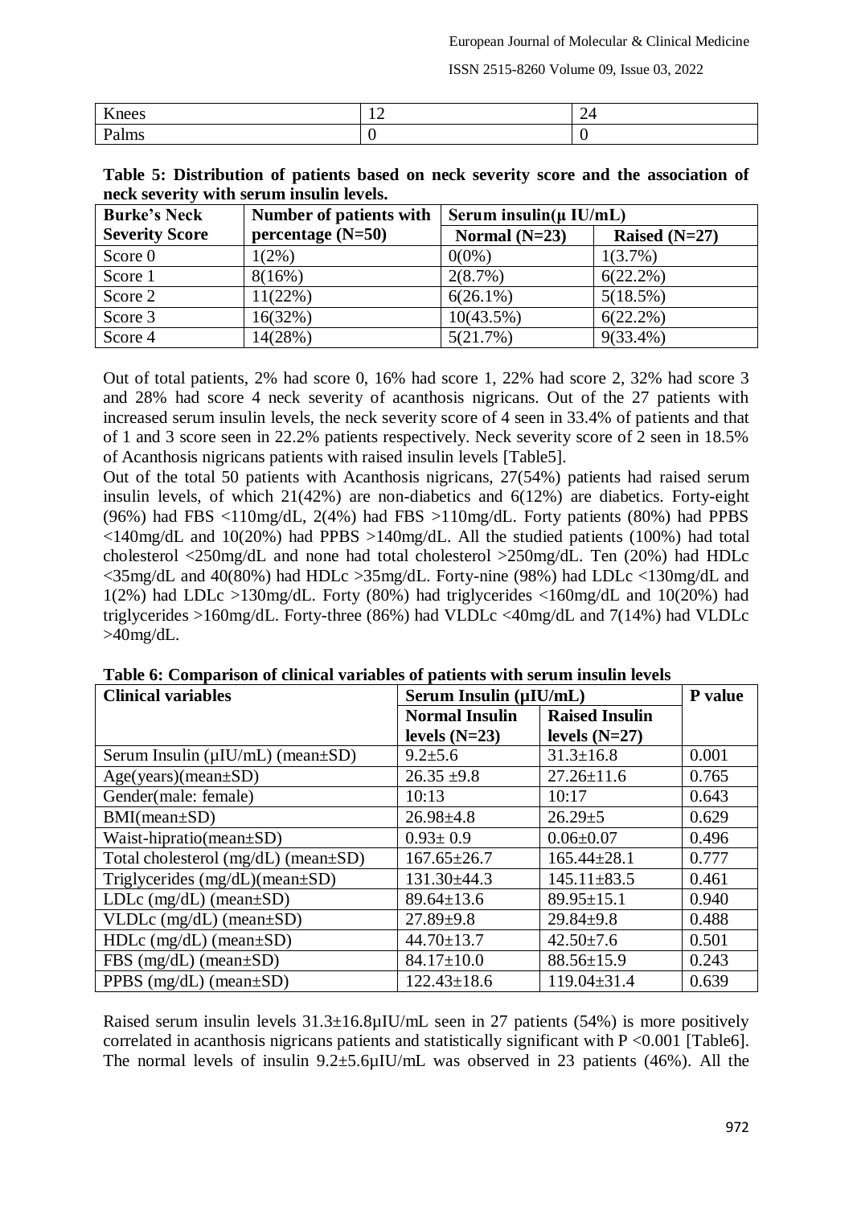| Knees | 12 | 24 |
|---|---|---|
| Palms | 0 | 0 |

**Table 5: Distribution of patients based on neck severity score and the association of neck severity with serum insulin levels.**

| Burke's Neck Severity Score | Number of patients with percentage (N=50) | Serum insulin(μ IU/mL) | |
|---|---|---|---|
| | | Normal (N=23) | Raised (N=27) |
| Score 0 | 1(2%) | 0(0%) | 1(3.7%) |
| Score 1 | 8(16%) | 2(8.7%) | 6(22.2%) |
| Score 2 | 11(22%) | 6(26.1%) | 5(18.5%) |
| Score 3 | 16(32%) | 10(43.5%) | 6(22.2%) |
| Score 4 | 14(28%) | 5(21.7%) | 9(33.4%) |

Out of total patients, 2% had score 0, 16% had score 1, 22% had score 2, 32% had score 3 and 28% had score 4 neck severity of acanthosis nigricans. Out of the 27 patients with increased serum insulin levels, the neck severity score of 4 seen in 33.4% of patients and that of 1 and 3 score seen in 22.2% patients respectively. Neck severity score of 2 seen in 18.5% of Acanthosis nigricans patients with raised insulin levels [Table5].

Out of the total 50 patients with Acanthosis nigricans, 27(54%) patients had raised serum insulin levels, of which 21(42%) are non-diabetics and 6(12%) are diabetics. Forty-eight (96%) had FBS <110mg/dL, 2(4%) had FBS >110mg/dL. Forty patients (80%) had PPBS <140mg/dL and 10(20%) had PPBS >140mg/dL. All the studied patients (100%) had total cholesterol <250mg/dL and none had total cholesterol >250mg/dL. Ten (20%) had HDLc <35mg/dL and 40(80%) had HDLc >35mg/dL. Forty-nine (98%) had LDLc <130mg/dL and 1(2%) had LDLc >130mg/dL. Forty (80%) had triglycerides <160mg/dL and 10(20%) had triglycerides >160mg/dL. Forty-three (86%) had VLDLc <40mg/dL and 7(14%) had VLDLc >40mg/dL.

**Table 6: Comparison of clinical variables of patients with serum insulin levels**

| Clinical variables | Serum Insulin (μIU/mL) | | P value |
|---|---|---|---|
| | Normal Insulin levels (N=23) | Raised Insulin levels (N=27) | |
| Serum Insulin (μIU/mL) (mean±SD) | 9.2±5.6 | 31.3±16.8 | 0.001 |
| Age(years)(mean±SD) | 26.35 ±9.8 | 27.26±11.6 | 0.765 |
| Gender(male: female) | 10:13 | 10:17 | 0.643 |
| BMI(mean±SD) | 26.98±4.8 | 26.29±5 | 0.629 |
| Waist-hipratio(mean±SD) | 0.93± 0.9 | 0.06±0.07 | 0.496 |
| Total cholesterol (mg/dL) (mean±SD) | 167.65±26.7 | 165.44±28.1 | 0.777 |
| Triglycerides (mg/dL)(mean±SD) | 131.30±44.3 | 145.11±83.5 | 0.461 |
| LDLc (mg/dL) (mean±SD) | 89.64±13.6 | 89.95±15.1 | 0.940 |
| VLDLc (mg/dL) (mean±SD) | 27.89±9.8 | 29.84±9.8 | 0.488 |
| HDLc (mg/dL) (mean±SD) | 44.70±13.7 | 42.50±7.6 | 0.501 |
| FBS (mg/dL) (mean±SD) | 84.17±10.0 | 88.56±15.9 | 0.243 |
| PPBS (mg/dL) (mean±SD) | 122.43±18.6 | 119.04±31.4 | 0.639 |

Raised serum insulin levels 31.3±16.8μIU/mL seen in 27 patients (54%) is more positively correlated in acanthosis nigricans patients and statistically significant with $P < 0.001$ [Table6]. The normal levels of insulin 9.2±5.6μIU/mL was observed in 23 patients (46%). All the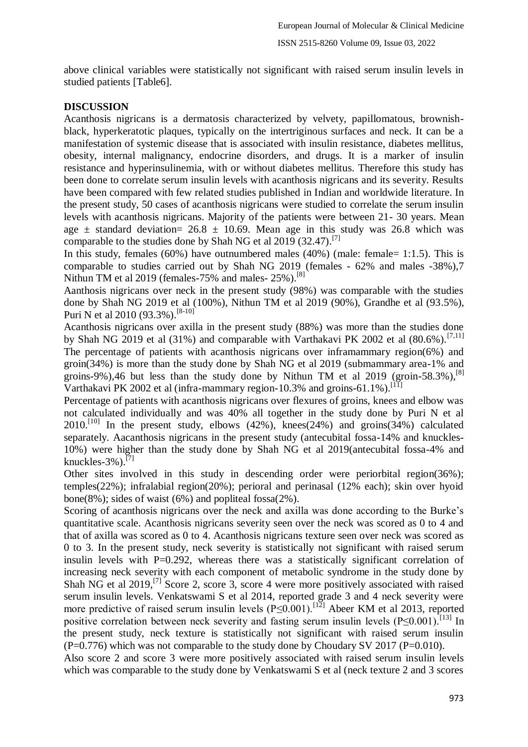above clinical variables were statistically not significant with raised serum insulin levels in studied patients [Table6].

## DISCUSSION

Acanthosis nigricans is a dermatosis characterized by velvety, papillomatous, brownish-black, hyperkeratotic plaques, typically on the intertriginous surfaces and neck. It can be a manifestation of systemic disease that is associated with insulin resistance, diabetes mellitus, obesity, internal malignancy, endocrine disorders, and drugs. It is a marker of insulin resistance and hyperinsulinemia, with or without diabetes mellitus. Therefore this study has been done to correlate serum insulin levels with acanthosis nigricans and its severity. Results have been compared with few related studies published in Indian and worldwide literature. In the present study, 50 cases of acanthosis nigricans were studied to correlate the serum insulin levels with acanthosis nigricans. Majority of the patients were between 21- 30 years. Mean age ± standard deviation= 26.8 ± 10.69. Mean age in this study was 26.8 which was comparable to the studies done by Shah NG et al 2019 (32.47).[7]

In this study, females (60%) have outnumbered males (40%) (male: female= 1:1.5). This is comparable to studies carried out by Shah NG 2019 (females - 62% and males -38%),7 Nithun TM et al 2019 (females-75% and males- 25%).[8]

Aanthosis nigricans over neck in the present study (98%) was comparable with the studies done by Shah NG 2019 et al (100%), Nithun TM et al 2019 (90%), Grandhe et al (93.5%), Puri N et al 2010 (93.3%).[8-10]

Acanthosis nigricans over axilla in the present study (88%) was more than the studies done by Shah NG 2019 et al (31%) and comparable with Varthakavi PK 2002 et al (80.6%).[7,11] The percentage of patients with acanthosis nigricans over inframammary region(6%) and groin(34%) is more than the study done by Shah NG et al 2019 (submammary area-1% and groins-9%),46 but less than the study done by Nithun TM et al 2019 (groin-58.3%),[8] Varthakavi PK 2002 et al (infra-mammary region-10.3% and groins-61.1%).[11]

Percentage of patients with acanthosis nigricans over flexures of groins, knees and elbow was not calculated individually and was 40% all together in the study done by Puri N et al 2010.[10] In the present study, elbows (42%), knees(24%) and groins(34%) calculated separately. Aacanthosis nigricans in the present study (antecubital fossa-14% and knuckles-10%) were higher than the study done by Shah NG et al 2019(antecubital fossa-4% and knuckles-3%).[7]

Other sites involved in this study in descending order were periorbital region(36%); temples(22%); infralabial region(20%); perioral and perinasal (12% each); skin over hyoid bone(8%); sides of waist (6%) and popliteal fossa(2%).

Scoring of acanthosis nigricans over the neck and axilla was done according to the Burke's quantitative scale. Acanthosis nigricans severity seen over the neck was scored as 0 to 4 and that of axilla was scored as 0 to 4. Acanthosis nigricans texture seen over neck was scored as 0 to 3. In the present study, neck severity is statistically not significant with raised serum insulin levels with P=0.292, whereas there was a statistically significant correlation of increasing neck severity with each component of metabolic syndrome in the study done by Shah NG et al 2019,[7] Score 2, score 3, score 4 were more positively associated with raised serum insulin levels. Venkatswami S et al 2014, reported grade 3 and 4 neck severity were more predictive of raised serum insulin levels (P≤0.001).[12] Abeer KM et al 2013, reported positive correlation between neck severity and fasting serum insulin levels (P≤0.001).[13] In the present study, neck texture is statistically not significant with raised serum insulin (P=0.776) which was not comparable to the study done by Choudary SV 2017 (P=0.010).

Also score 2 and score 3 were more positively associated with raised serum insulin levels which was comparable to the study done by Venkatswami S et al (neck texture 2 and 3 scores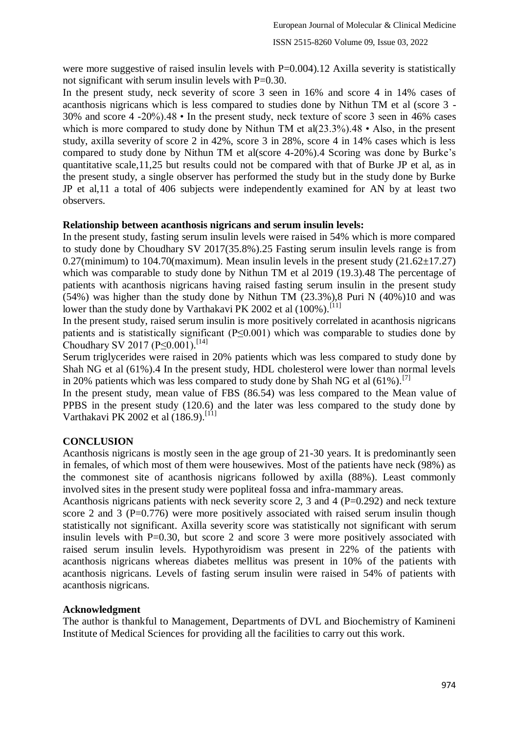were more suggestive of raised insulin levels with P=0.004).12 Axilla severity is statistically not significant with serum insulin levels with P=0.30.

In the present study, neck severity of score 3 seen in 16% and score 4 in 14% cases of acanthosis nigricans which is less compared to studies done by Nithun TM et al (score 3 - 30% and score 4 -20%).48 • In the present study, neck texture of score 3 seen in 46% cases which is more compared to study done by Nithun TM et al(23.3%).48 • Also, in the present study, axilla severity of score 2 in 42%, score 3 in 28%, score 4 in 14% cases which is less compared to study done by Nithun TM et al(score 4-20%).4 Scoring was done by Burke's quantitative scale,11,25 but results could not be compared with that of Burke JP et al, as in the present study, a single observer has performed the study but in the study done by Burke JP et al,11 a total of 406 subjects were independently examined for AN by at least two observers.

**Relationship between acanthosis nigricans and serum insulin levels:**

In the present study, fasting serum insulin levels were raised in 54% which is more compared to study done by Choudhary SV 2017(35.8%).25 Fasting serum insulin levels range is from 0.27(minimum) to 104.70(maximum). Mean insulin levels in the present study (21.62±17.27) which was comparable to study done by Nithun TM et al 2019 (19.3).48 The percentage of patients with acanthosis nigricans having raised fasting serum insulin in the present study (54%) was higher than the study done by Nithun TM (23.3%),8 Puri N (40%)10 and was lower than the study done by Varthakavi PK 2002 et al (100%).[11]

In the present study, raised serum insulin is more positively correlated in acanthosis nigricans patients and is statistically significant ($P \leq 0.001$) which was comparable to studies done by Choudhary SV 2017 ($P \leq 0.001$).[14]

Serum triglycerides were raised in 20% patients which was less compared to study done by Shah NG et al (61%).4 In the present study, HDL cholesterol were lower than normal levels in 20% patients which was less compared to study done by Shah NG et al (61%).[7]

In the present study, mean value of FBS (86.54) was less compared to the Mean value of PPBS in the present study (120.6) and the later was less compared to the study done by Varthakavi PK 2002 et al (186.9).[11]

## CONCLUSION

Acanthosis nigricans is mostly seen in the age group of 21-30 years. It is predominantly seen in females, of which most of them were housewives. Most of the patients have neck (98%) as the commonest site of acanthosis nigricans followed by axilla (88%). Least commonly involved sites in the present study were popliteal fossa and infra-mammary areas.

Acanthosis nigricans patients with neck severity score 2, 3 and 4 (P=0.292) and neck texture score 2 and 3 (P=0.776) were more positively associated with raised serum insulin though statistically not significant. Axilla severity score was statistically not significant with serum insulin levels with P=0.30, but score 2 and score 3 were more positively associated with raised serum insulin levels. Hypothyroidism was present in 22% of the patients with acanthosis nigricans whereas diabetes mellitus was present in 10% of the patients with acanthosis nigricans. Levels of fasting serum insulin were raised in 54% of patients with acanthosis nigricans.

## Acknowledgment

The author is thankful to Management, Departments of DVL and Biochemistry of Kamineni Institute of Medical Sciences for providing all the facilities to carry out this work.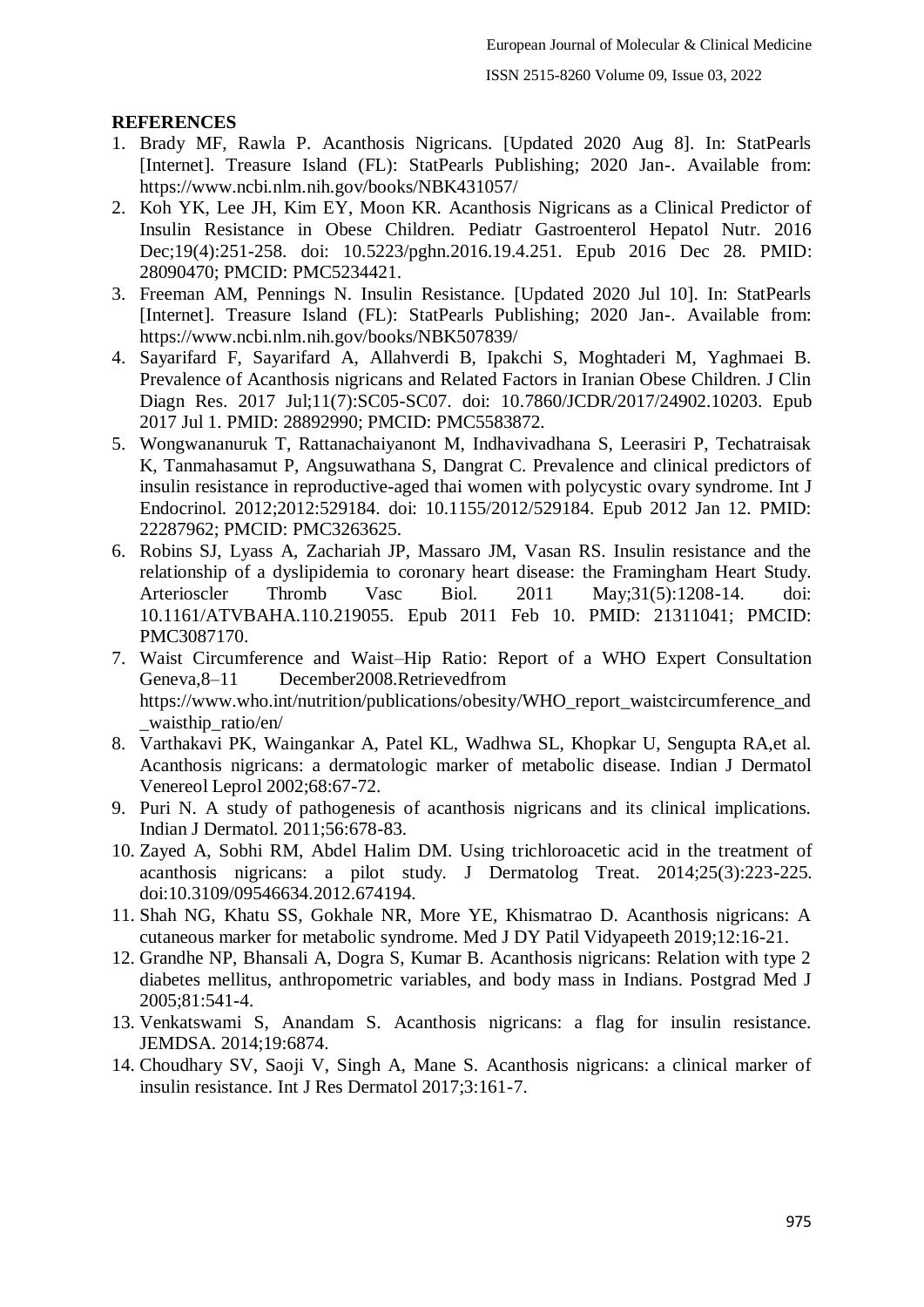**REFERENCES**

1. Brady MF, Rawla P. Acanthosis Nigricans. [Updated 2020 Aug 8]. In: StatPearls [Internet]. Treasure Island (FL): StatPearls Publishing; 2020 Jan-. Available from: https://www.ncbi.nlm.nih.gov/books/NBK431057/
2. Koh YK, Lee JH, Kim EY, Moon KR. Acanthosis Nigricans as a Clinical Predictor of Insulin Resistance in Obese Children. Pediatr Gastroenterol Hepatol Nutr. 2016 Dec;19(4):251-258. doi: 10.5223/pghn.2016.19.4.251. Epub 2016 Dec 28. PMID: 28090470; PMCID: PMC5234421.
3. Freeman AM, Pennings N. Insulin Resistance. [Updated 2020 Jul 10]. In: StatPearls [Internet]. Treasure Island (FL): StatPearls Publishing; 2020 Jan-. Available from: https://www.ncbi.nlm.nih.gov/books/NBK507839/
4. Sayarifard F, Sayarifard A, Allahverdi B, Ipakchi S, Moghtaderi M, Yaghmaei B. Prevalence of Acanthosis nigricans and Related Factors in Iranian Obese Children. J Clin Diagn Res. 2017 Jul;11(7):SC05-SC07. doi: 10.7860/JCDR/2017/24902.10203. Epub 2017 Jul 1. PMID: 28892990; PMCID: PMC5583872.
5. Wongwananuruk T, Rattanachaiyanont M, Indhavivadhana S, Leerasiri P, Techatraisak K, Tanmahasamut P, Angsuwathana S, Dangrat C. Prevalence and clinical predictors of insulin resistance in reproductive-aged thai women with polycystic ovary syndrome. Int J Endocrinol. 2012;2012:529184. doi: 10.1155/2012/529184. Epub 2012 Jan 12. PMID: 22287962; PMCID: PMC3263625.
6. Robins SJ, Lyass A, Zachariah JP, Massaro JM, Vasan RS. Insulin resistance and the relationship of a dyslipidemia to coronary heart disease: the Framingham Heart Study. Arterioscler Thromb Vasc Biol. 2011 May;31(5):1208-14. doi: 10.1161/ATVBAHA.110.219055. Epub 2011 Feb 10. PMID: 21311041; PMCID: PMC3087170.
7. Waist Circumference and Waist–Hip Ratio: Report of a WHO Expert Consultation Geneva,8–11 December2008.Retrievedfrom https://www.who.int/nutrition/publications/obesity/WHO_report_waistcircumference_and_waisthip_ratio/en/
8. Varthakavi PK, Waingankar A, Patel KL, Wadhwa SL, Khopkar U, Sengupta RA,et al. Acanthosis nigricans: a dermatologic marker of metabolic disease. Indian J Dermatol Venereol Leprol 2002;68:67-72.
9. Puri N. A study of pathogenesis of acanthosis nigricans and its clinical implications. Indian J Dermatol. 2011;56:678-83.
10. Zayed A, Sobhi RM, Abdel Halim DM. Using trichloroacetic acid in the treatment of acanthosis nigricans: a pilot study. J Dermatolog Treat. 2014;25(3):223-225. doi:10.3109/09546634.2012.674194.
11. Shah NG, Khatu SS, Gokhale NR, More YE, Khismatrao D. Acanthosis nigricans: A cutaneous marker for metabolic syndrome. Med J DY Patil Vidyapeeth 2019;12:16-21.
12. Grandhe NP, Bhansali A, Dogra S, Kumar B. Acanthosis nigricans: Relation with type 2 diabetes mellitus, anthropometric variables, and body mass in Indians. Postgrad Med J 2005;81:541-4.
13. Venkatswami S, Anandam S. Acanthosis nigricans: a flag for insulin resistance. JEMDSA. 2014;19:6874.
14. Choudhary SV, Saoji V, Singh A, Mane S. Acanthosis nigricans: a clinical marker of insulin resistance. Int J Res Dermatol 2017;3:161-7.